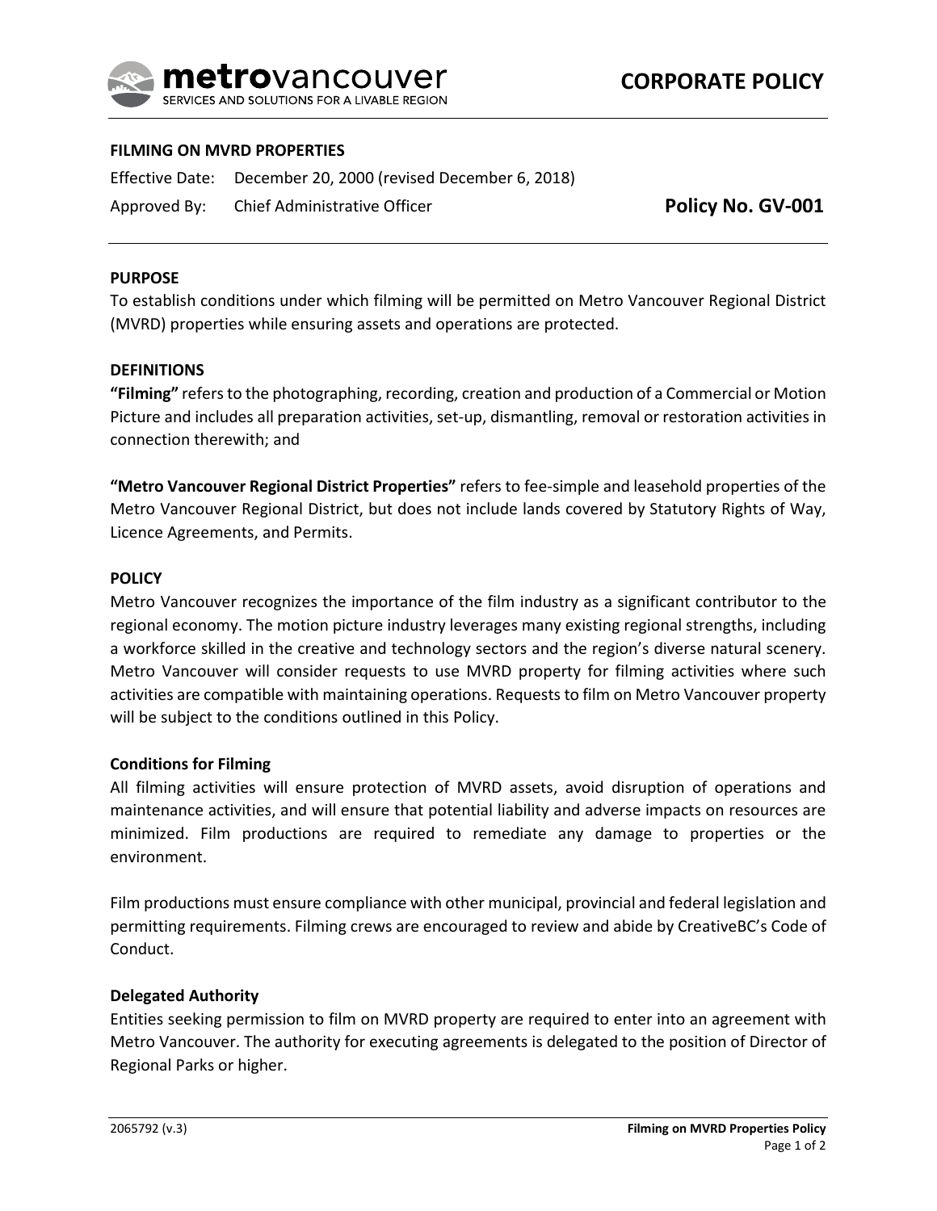# CORPORATE POLICY

**FILMING ON MVRD PROPERTIES**

Effective Date: December 20, 2000 (revised December 6, 2018)

Approved By: Chief Administrative Officer

**Policy No. GV-001**

## PURPOSE

To establish conditions under which filming will be permitted on Metro Vancouver Regional District (MVRD) properties while ensuring assets and operations are protected.

## DEFINITIONS

**"Filming"** refers to the photographing, recording, creation and production of a Commercial or Motion Picture and includes all preparation activities, set-up, dismantling, removal or restoration activities in connection therewith; and

**"Metro Vancouver Regional District Properties"** refers to fee-simple and leasehold properties of the Metro Vancouver Regional District, but does not include lands covered by Statutory Rights of Way, Licence Agreements, and Permits.

## POLICY

Metro Vancouver recognizes the importance of the film industry as a significant contributor to the regional economy. The motion picture industry leverages many existing regional strengths, including a workforce skilled in the creative and technology sectors and the region's diverse natural scenery. Metro Vancouver will consider requests to use MVRD property for filming activities where such activities are compatible with maintaining operations. Requests to film on Metro Vancouver property will be subject to the conditions outlined in this Policy.

### Conditions for Filming

All filming activities will ensure protection of MVRD assets, avoid disruption of operations and maintenance activities, and will ensure that potential liability and adverse impacts on resources are minimized. Film productions are required to remediate any damage to properties or the environment.

Film productions must ensure compliance with other municipal, provincial and federal legislation and permitting requirements. Filming crews are encouraged to review and abide by CreativeBC's Code of Conduct.

### Delegated Authority

Entities seeking permission to film on MVRD property are required to enter into an agreement with Metro Vancouver. The authority for executing agreements is delegated to the position of Director of Regional Parks or higher.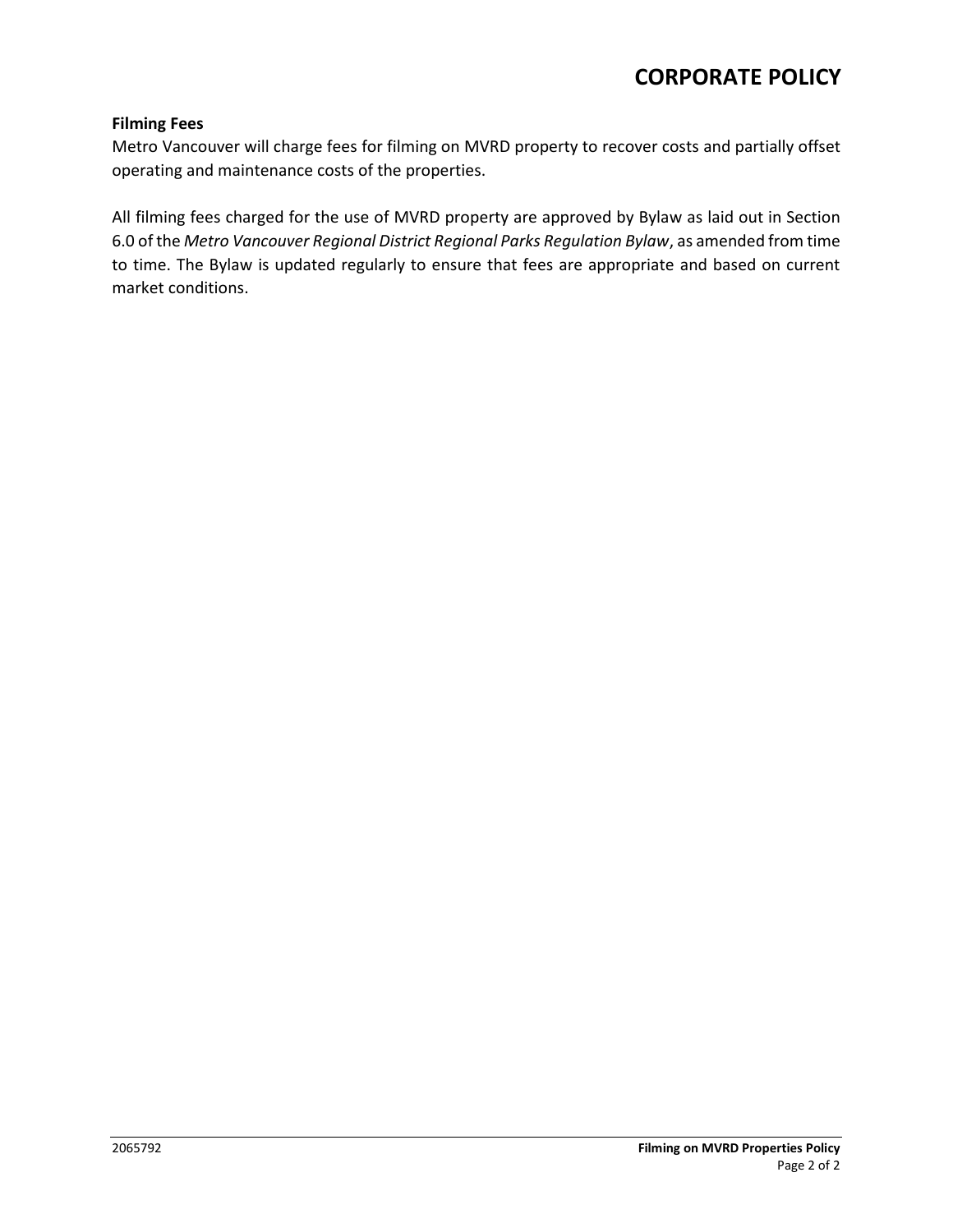**Filming Fees**

Metro Vancouver will charge fees for filming on MVRD property to recover costs and partially offset operating and maintenance costs of the properties.

All filming fees charged for the use of MVRD property are approved by Bylaw as laid out in Section 6.0 of the *Metro Vancouver Regional District Regional Parks Regulation Bylaw*, as amended from time to time. The Bylaw is updated regularly to ensure that fees are appropriate and based on current market conditions.